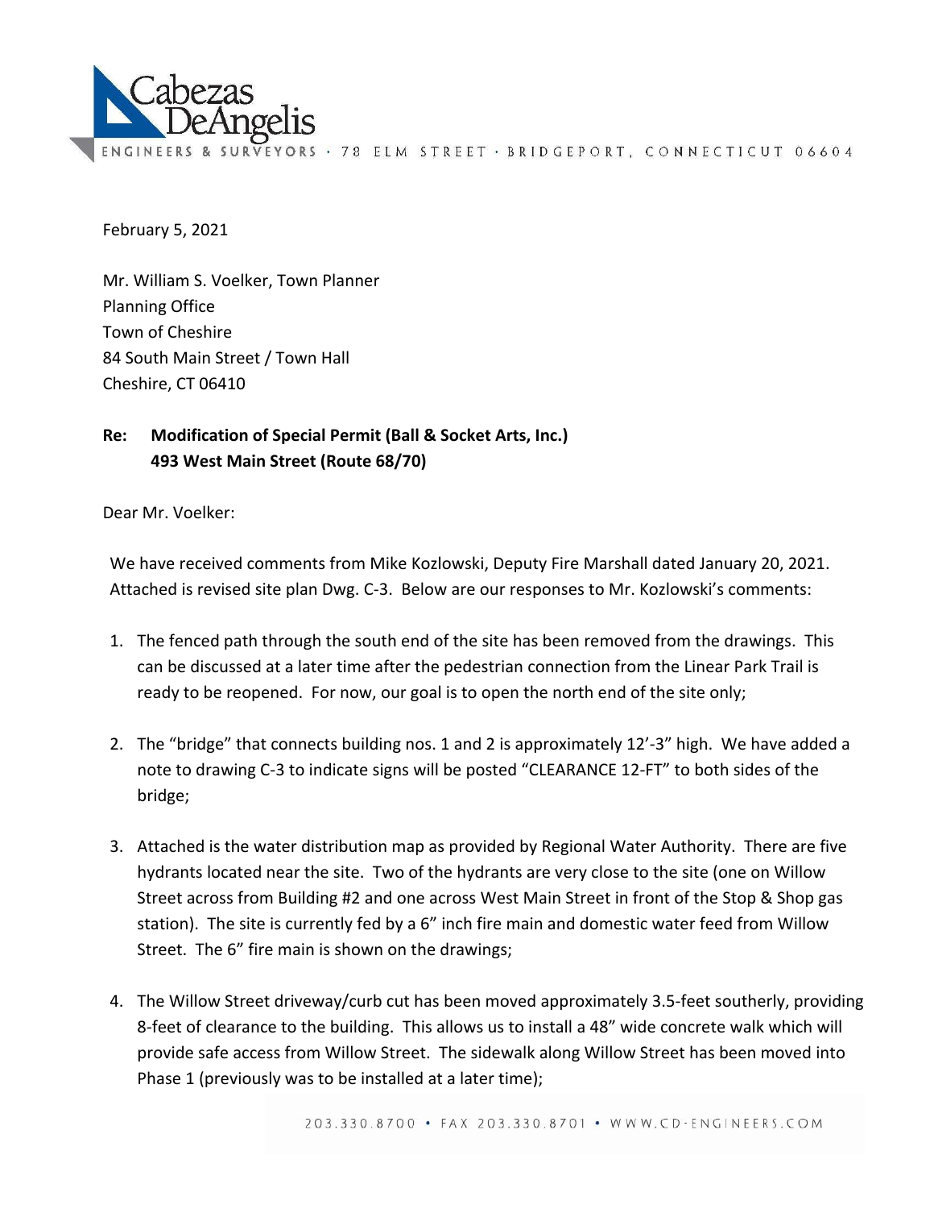Cabezas DeAngelis

ENGINEERS & SURVEYORS · 78 ELM STREET · BRIDGEPORT, CONNECTICUT 06604

February 5, 2021

Mr. William S. Voelker, Town Planner
Planning Office
Town of Cheshire
84 South Main Street / Town Hall
Cheshire, CT 06410

**Re: Modification of Special Permit (Ball & Socket Arts, Inc.)**
**493 West Main Street (Route 68/70)**

Dear Mr. Voelker:

We have received comments from Mike Kozlowski, Deputy Fire Marshall dated January 20, 2021. Attached is revised site plan Dwg. C-3. Below are our responses to Mr. Kozlowski's comments:

1. The fenced path through the south end of the site has been removed from the drawings. This can be discussed at a later time after the pedestrian connection from the Linear Park Trail is ready to be reopened. For now, our goal is to open the north end of the site only;

2. The "bridge" that connects building nos. 1 and 2 is approximately 12'-3" high. We have added a note to drawing C-3 to indicate signs will be posted "CLEARANCE 12-FT" to both sides of the bridge;

3. Attached is the water distribution map as provided by Regional Water Authority. There are five hydrants located near the site. Two of the hydrants are very close to the site (one on Willow Street across from Building #2 and one across West Main Street in front of the Stop & Shop gas station). The site is currently fed by a 6" inch fire main and domestic water feed from Willow Street. The 6" fire main is shown on the drawings;

4. The Willow Street driveway/curb cut has been moved approximately 3.5-feet southerly, providing 8-feet of clearance to the building. This allows us to install a 48" wide concrete walk which will provide safe access from Willow Street. The sidewalk along Willow Street has been moved into Phase 1 (previously was to be installed at a later time);

203.330.8700 • FAX 203.330.8701 • WWW.CD-ENGINEERS.COM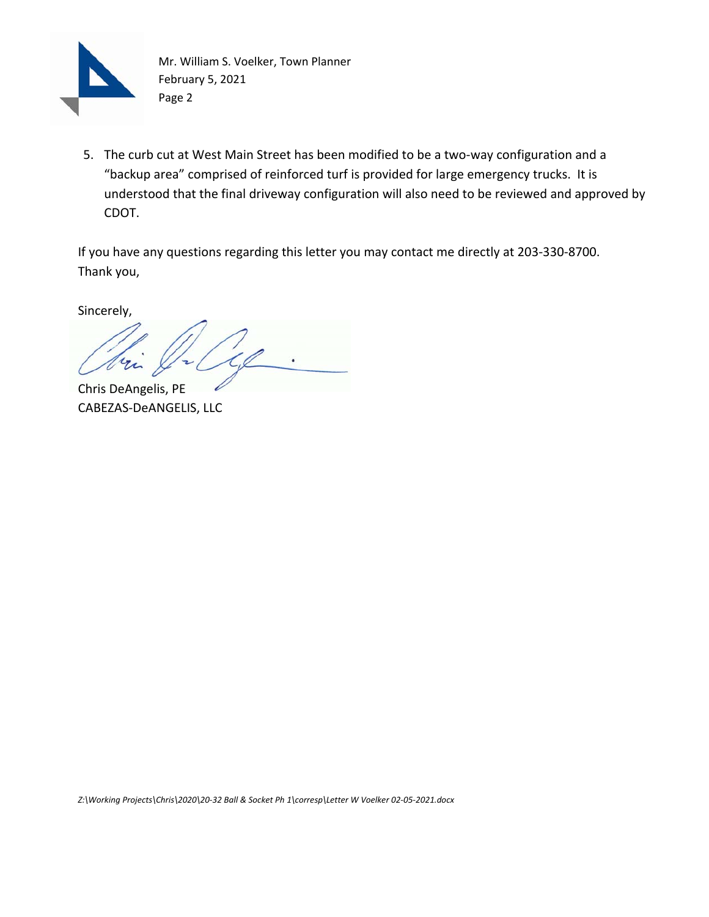5. The curb cut at West Main Street has been modified to be a two-way configuration and a "backup area" comprised of reinforced turf is provided for large emergency trucks. It is understood that the final driveway configuration will also need to be reviewed and approved by CDOT.

If you have any questions regarding this letter you may contact me directly at 203-330-8700. Thank you,

Sincerely,

Chris DeAngelis, PE
CABEZAS-DeANGELIS, LLC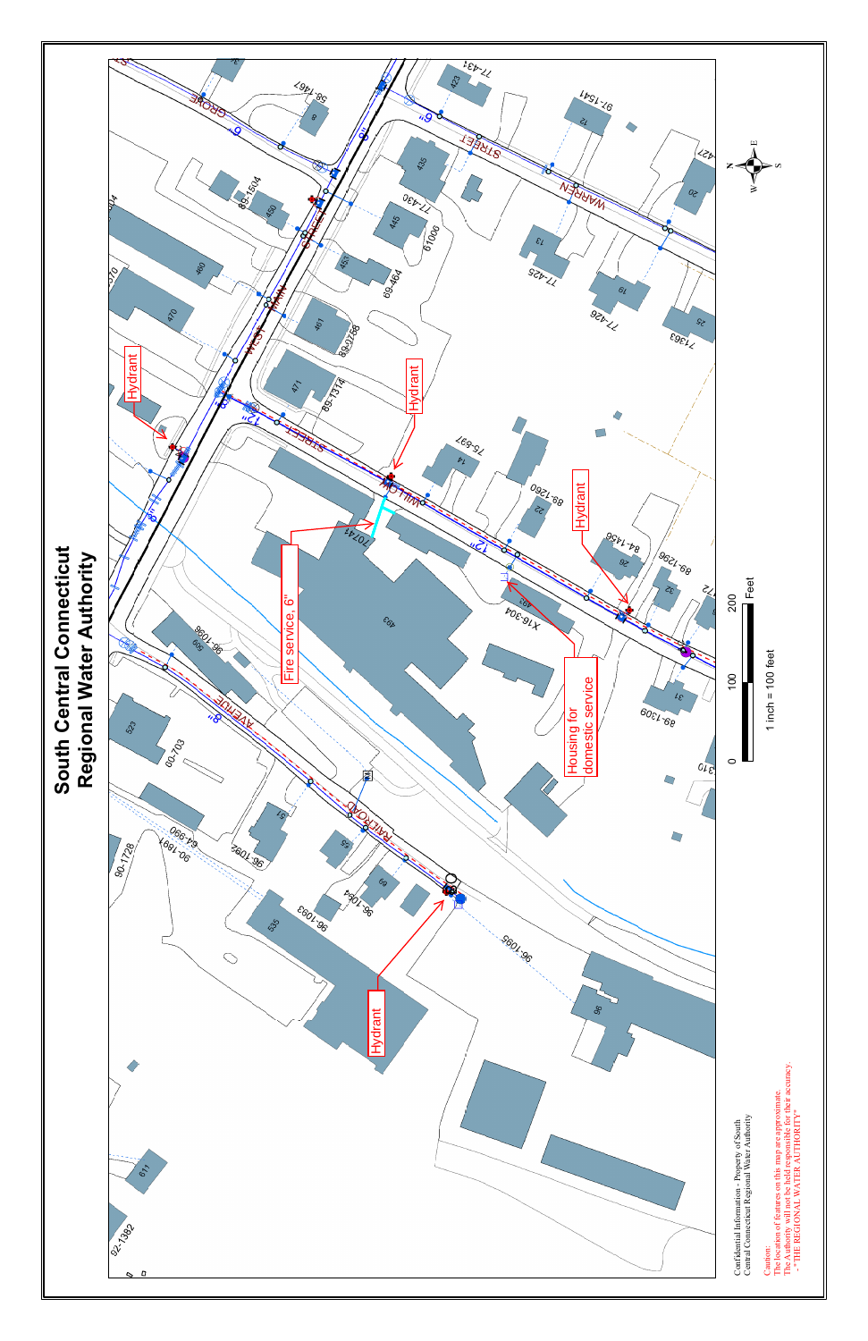# South Central Connecticut Regional Water Authority

Hydrant

Hydrant

Fire service, 6"

Hydrant

Housing for domestic service

Hydrant

0 100 200 Feet

1 inch = 100 feet

Confidential Information - Property of South Central Connecticut Regional Water Authority

Caution:
The location of features on this map are approximate.
The Authority will not be held responsible for their accuracy.
- "THE REGIONAL WATER AUTHORITY"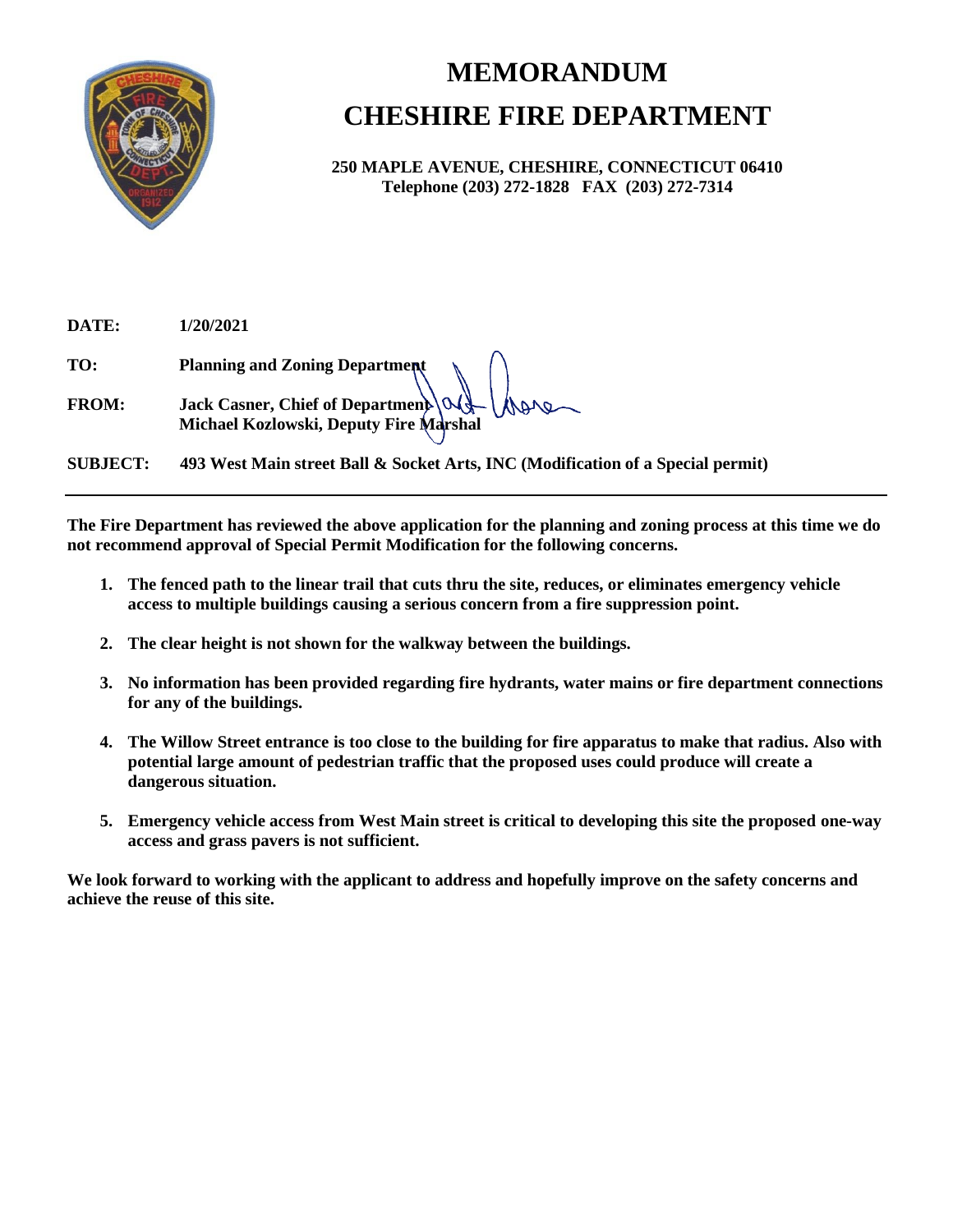# MEMORANDUM
# CHESHIRE FIRE DEPARTMENT

**250 MAPLE AVENUE, CHESHIRE, CONNECTICUT 06410**
**Telephone (203) 272-1828 FAX (203) 272-7314**

**DATE:** 1/20/2021

**TO:** Planning and Zoning Department

**FROM:** Jack Casner, Chief of Department
Michael Kozlowski, Deputy Fire Marshal

**SUBJECT:** 493 West Main street Ball & Socket Arts, INC (Modification of a Special permit)

---

**The Fire Department has reviewed the above application for the planning and zoning process at this time we do not recommend approval of Special Permit Modification for the following concerns.**

1. **The fenced path to the linear trail that cuts thru the site, reduces, or eliminates emergency vehicle access to multiple buildings causing a serious concern from a fire suppression point.**

2. **The clear height is not shown for the walkway between the buildings.**

3. **No information has been provided regarding fire hydrants, water mains or fire department connections for any of the buildings.**

4. **The Willow Street entrance is too close to the building for fire apparatus to make that radius. Also with potential large amount of pedestrian traffic that the proposed uses could produce will create a dangerous situation.**

5. **Emergency vehicle access from West Main street is critical to developing this site the proposed one-way access and grass pavers is not sufficient.**

**We look forward to working with the applicant to address and hopefully improve on the safety concerns and achieve the reuse of this site.**